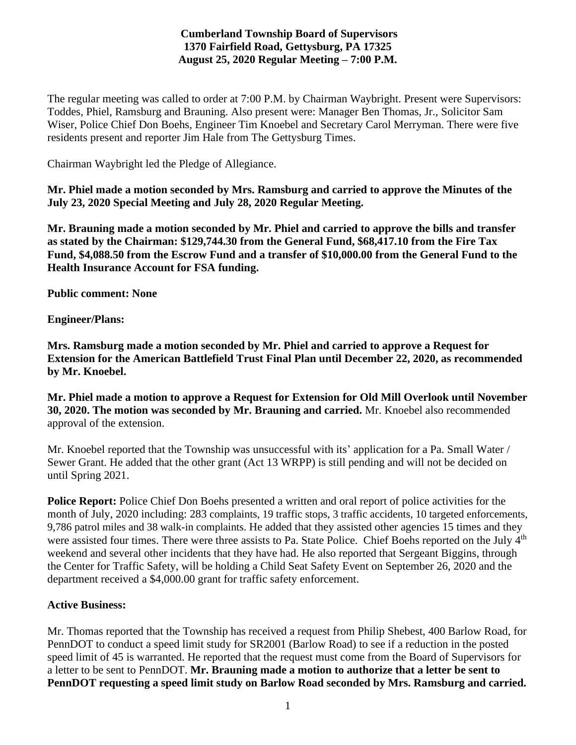**Cumberland Township Board of Supervisors**
**1370 Fairfield Road, Gettysburg, PA 17325**
**August 25, 2020 Regular Meeting – 7:00 P.M.**

The regular meeting was called to order at 7:00 P.M. by Chairman Waybright. Present were Supervisors: Toddes, Phiel, Ramsburg and Brauning. Also present were: Manager Ben Thomas, Jr., Solicitor Sam Wiser, Police Chief Don Boehs, Engineer Tim Knoebel and Secretary Carol Merryman. There were five residents present and reporter Jim Hale from The Gettysburg Times.

Chairman Waybright led the Pledge of Allegiance.

**Mr. Phiel made a motion seconded by Mrs. Ramsburg and carried to approve the Minutes of the July 23, 2020 Special Meeting and July 28, 2020 Regular Meeting.**

**Mr. Brauning made a motion seconded by Mr. Phiel and carried to approve the bills and transfer as stated by the Chairman: $129,744.30 from the General Fund, $68,417.10 from the Fire Tax Fund, $4,088.50 from the Escrow Fund and a transfer of $10,000.00 from the General Fund to the Health Insurance Account for FSA funding.**

**Public comment: None**

**Engineer/Plans:**

**Mrs. Ramsburg made a motion seconded by Mr. Phiel and carried to approve a Request for Extension for the American Battlefield Trust Final Plan until December 22, 2020, as recommended by Mr. Knoebel.**

**Mr. Phiel made a motion to approve a Request for Extension for Old Mill Overlook until November 30, 2020. The motion was seconded by Mr. Brauning and carried.** Mr. Knoebel also recommended approval of the extension.

Mr. Knoebel reported that the Township was unsuccessful with its' application for a Pa. Small Water / Sewer Grant. He added that the other grant (Act 13 WRPP) is still pending and will not be decided on until Spring 2021.

**Police Report:** Police Chief Don Boehs presented a written and oral report of police activities for the month of July, 2020 including: 283 complaints, 19 traffic stops, 3 traffic accidents, 10 targeted enforcements, 9,786 patrol miles and 38 walk-in complaints. He added that they assisted other agencies 15 times and they were assisted four times. There were three assists to Pa. State Police. Chief Boehs reported on the July 4th weekend and several other incidents that they have had. He also reported that Sergeant Biggins, through the Center for Traffic Safety, will be holding a Child Seat Safety Event on September 26, 2020 and the department received a $4,000.00 grant for traffic safety enforcement.

**Active Business:**

Mr. Thomas reported that the Township has received a request from Philip Shebest, 400 Barlow Road, for PennDOT to conduct a speed limit study for SR2001 (Barlow Road) to see if a reduction in the posted speed limit of 45 is warranted. He reported that the request must come from the Board of Supervisors for a letter to be sent to PennDOT. **Mr. Brauning made a motion to authorize that a letter be sent to PennDOT requesting a speed limit study on Barlow Road seconded by Mrs. Ramsburg and carried.**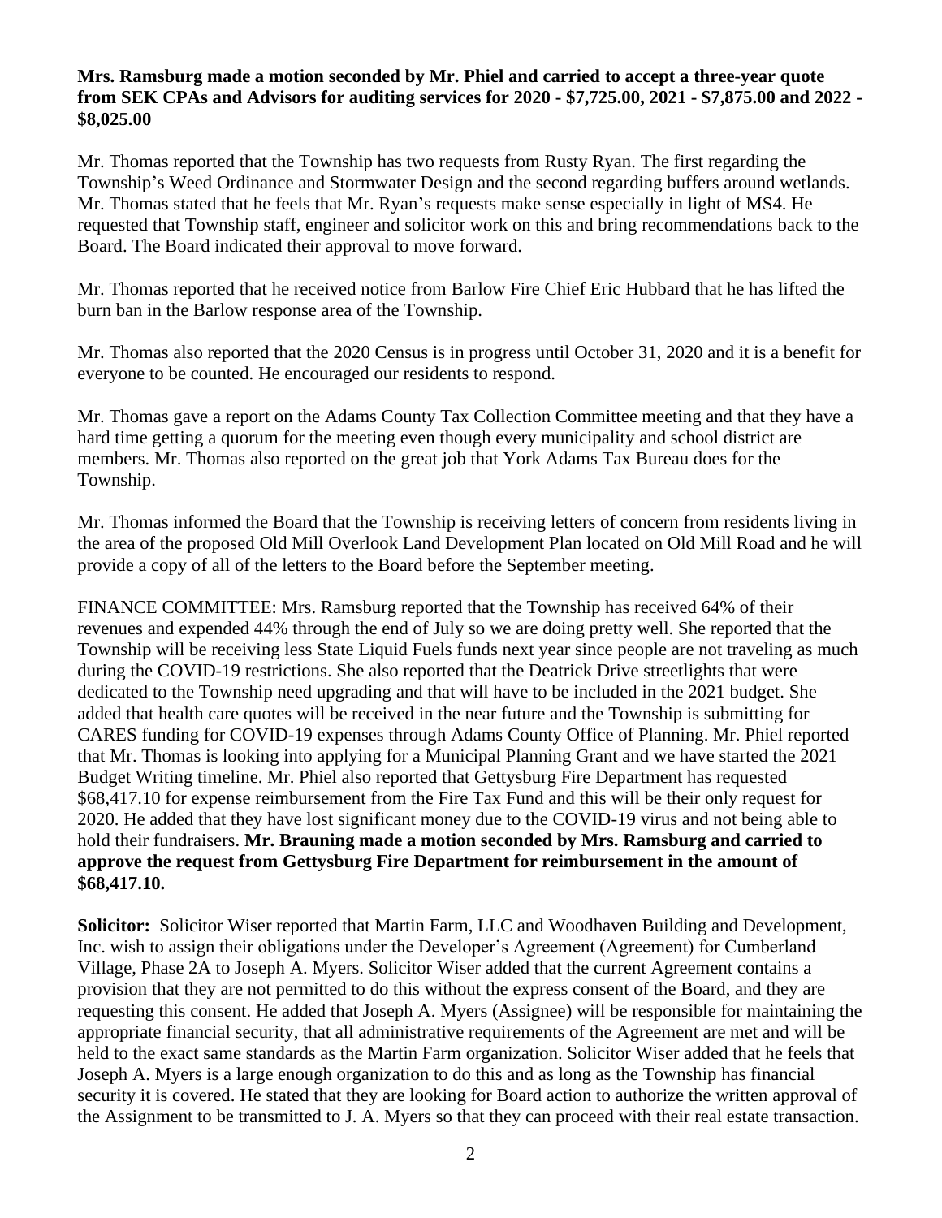**Mrs. Ramsburg made a motion seconded by Mr. Phiel and carried to accept a three-year quote from SEK CPAs and Advisors for auditing services for 2020 - $7,725.00, 2021 - $7,875.00 and 2022 - $8,025.00**

Mr. Thomas reported that the Township has two requests from Rusty Ryan. The first regarding the Township's Weed Ordinance and Stormwater Design and the second regarding buffers around wetlands. Mr. Thomas stated that he feels that Mr. Ryan's requests make sense especially in light of MS4. He requested that Township staff, engineer and solicitor work on this and bring recommendations back to the Board. The Board indicated their approval to move forward.

Mr. Thomas reported that he received notice from Barlow Fire Chief Eric Hubbard that he has lifted the burn ban in the Barlow response area of the Township.

Mr. Thomas also reported that the 2020 Census is in progress until October 31, 2020 and it is a benefit for everyone to be counted. He encouraged our residents to respond.

Mr. Thomas gave a report on the Adams County Tax Collection Committee meeting and that they have a hard time getting a quorum for the meeting even though every municipality and school district are members. Mr. Thomas also reported on the great job that York Adams Tax Bureau does for the Township.

Mr. Thomas informed the Board that the Township is receiving letters of concern from residents living in the area of the proposed Old Mill Overlook Land Development Plan located on Old Mill Road and he will provide a copy of all of the letters to the Board before the September meeting.

FINANCE COMMITTEE: Mrs. Ramsburg reported that the Township has received 64% of their revenues and expended 44% through the end of July so we are doing pretty well. She reported that the Township will be receiving less State Liquid Fuels funds next year since people are not traveling as much during the COVID-19 restrictions. She also reported that the Deatrick Drive streetlights that were dedicated to the Township need upgrading and that will have to be included in the 2021 budget. She added that health care quotes will be received in the near future and the Township is submitting for CARES funding for COVID-19 expenses through Adams County Office of Planning. Mr. Phiel reported that Mr. Thomas is looking into applying for a Municipal Planning Grant and we have started the 2021 Budget Writing timeline. Mr. Phiel also reported that Gettysburg Fire Department has requested $68,417.10 for expense reimbursement from the Fire Tax Fund and this will be their only request for 2020. He added that they have lost significant money due to the COVID-19 virus and not being able to hold their fundraisers. **Mr. Brauning made a motion seconded by Mrs. Ramsburg and carried to approve the request from Gettysburg Fire Department for reimbursement in the amount of $68,417.10.**

**Solicitor:** Solicitor Wiser reported that Martin Farm, LLC and Woodhaven Building and Development, Inc. wish to assign their obligations under the Developer's Agreement (Agreement) for Cumberland Village, Phase 2A to Joseph A. Myers. Solicitor Wiser added that the current Agreement contains a provision that they are not permitted to do this without the express consent of the Board, and they are requesting this consent. He added that Joseph A. Myers (Assignee) will be responsible for maintaining the appropriate financial security, that all administrative requirements of the Agreement are met and will be held to the exact same standards as the Martin Farm organization. Solicitor Wiser added that he feels that Joseph A. Myers is a large enough organization to do this and as long as the Township has financial security it is covered. He stated that they are looking for Board action to authorize the written approval of the Assignment to be transmitted to J. A. Myers so that they can proceed with their real estate transaction.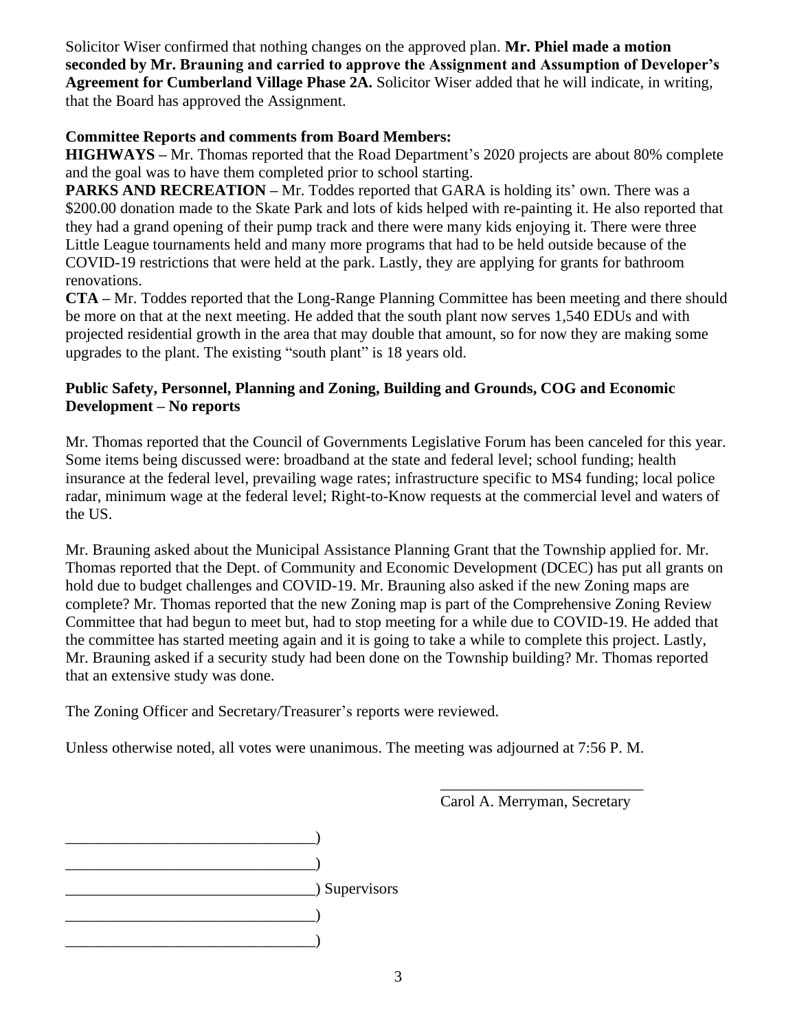Solicitor Wiser confirmed that nothing changes on the approved plan. **Mr. Phiel made a motion seconded by Mr. Brauning and carried to approve the Assignment and Assumption of Developer's Agreement for Cumberland Village Phase 2A.** Solicitor Wiser added that he will indicate, in writing, that the Board has approved the Assignment.

**Committee Reports and comments from Board Members:**

**HIGHWAYS –** Mr. Thomas reported that the Road Department's 2020 projects are about 80% complete and the goal was to have them completed prior to school starting.

**PARKS AND RECREATION –** Mr. Toddes reported that GARA is holding its' own. There was a $200.00 donation made to the Skate Park and lots of kids helped with re-painting it. He also reported that they had a grand opening of their pump track and there were many kids enjoying it. There were three Little League tournaments held and many more programs that had to be held outside because of the COVID-19 restrictions that were held at the park. Lastly, they are applying for grants for bathroom renovations.

**CTA –** Mr. Toddes reported that the Long-Range Planning Committee has been meeting and there should be more on that at the next meeting. He added that the south plant now serves 1,540 EDUs and with projected residential growth in the area that may double that amount, so for now they are making some upgrades to the plant. The existing "south plant" is 18 years old.

**Public Safety, Personnel, Planning and Zoning, Building and Grounds, COG and Economic Development – No reports**

Mr. Thomas reported that the Council of Governments Legislative Forum has been canceled for this year. Some items being discussed were: broadband at the state and federal level; school funding; health insurance at the federal level, prevailing wage rates; infrastructure specific to MS4 funding; local police radar, minimum wage at the federal level; Right-to-Know requests at the commercial level and waters of the US.

Mr. Brauning asked about the Municipal Assistance Planning Grant that the Township applied for. Mr. Thomas reported that the Dept. of Community and Economic Development (DCEC) has put all grants on hold due to budget challenges and COVID-19. Mr. Brauning also asked if the new Zoning maps are complete? Mr. Thomas reported that the new Zoning map is part of the Comprehensive Zoning Review Committee that had begun to meet but, had to stop meeting for a while due to COVID-19. He added that the committee has started meeting again and it is going to take a while to complete this project. Lastly, Mr. Brauning asked if a security study had been done on the Township building? Mr. Thomas reported that an extensive study was done.

The Zoning Officer and Secretary/Treasurer's reports were reviewed.

Unless otherwise noted, all votes were unanimous. The meeting was adjourned at 7:56 P. M.

\_\_\_\_\_\_\_\_\_\_\_\_\_\_\_\_\_\_\_\_\_\_\_\_\_\_
Carol A. Merryman, Secretary

\_\_\_\_\_\_\_\_\_\_\_\_\_\_\_\_\_\_\_\_\_\_\_\_\_\_\_\_\_\_\_\_)
\_\_\_\_\_\_\_\_\_\_\_\_\_\_\_\_\_\_\_\_\_\_\_\_\_\_\_\_\_\_\_\_)
\_\_\_\_\_\_\_\_\_\_\_\_\_\_\_\_\_\_\_\_\_\_\_\_\_\_\_\_\_\_\_\_) Supervisors
\_\_\_\_\_\_\_\_\_\_\_\_\_\_\_\_\_\_\_\_\_\_\_\_\_\_\_\_\_\_\_\_)
\_\_\_\_\_\_\_\_\_\_\_\_\_\_\_\_\_\_\_\_\_\_\_\_\_\_\_\_\_\_\_\_)